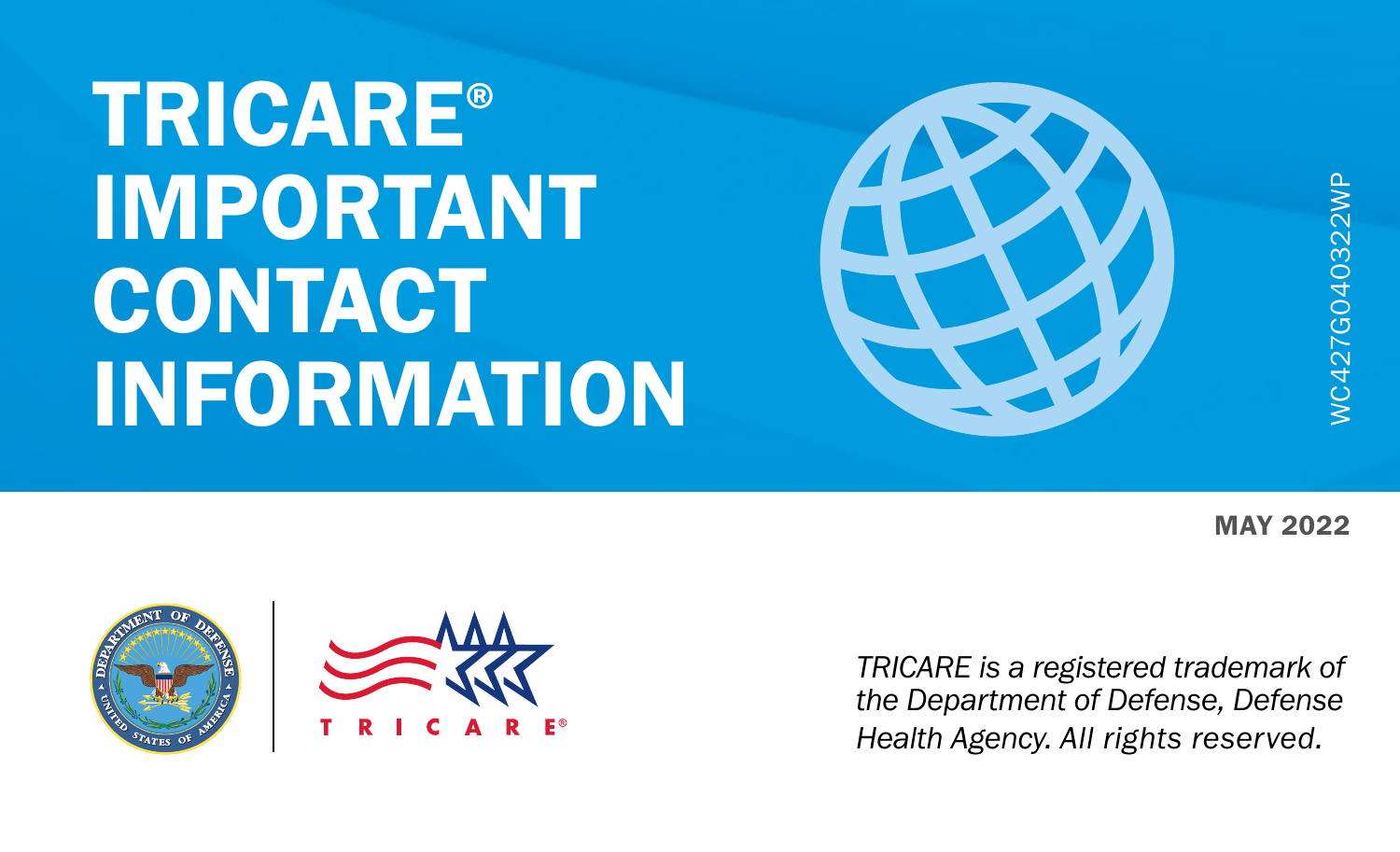# TRICARE® IMPORTANT CONTACT INFORMATION

WC427G040322WP

**MAY 2022**

*TRICARE is a registered trademark of the Department of Defense, Defense Health Agency. All rights reserved.*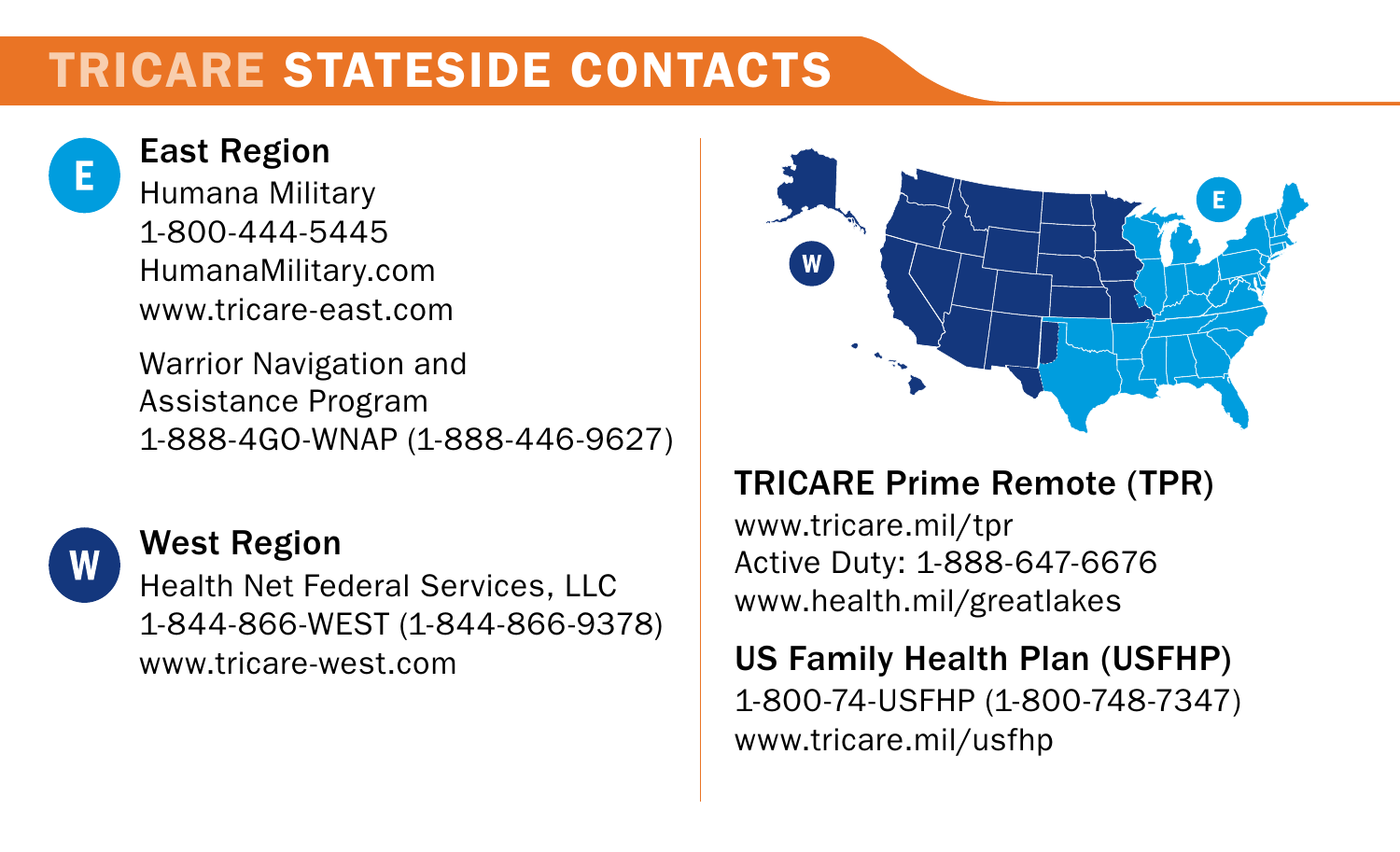# TRICARE STATESIDE CONTACTS

## East Region

Humana Military
1-800-444-5445
HumanaMilitary.com
www.tricare-east.com

Warrior Navigation and Assistance Program
1-888-4GO-WNAP (1-888-446-9627)

## West Region

Health Net Federal Services, LLC
1-844-866-WEST (1-844-866-9378)
www.tricare-west.com

## TRICARE Prime Remote (TPR)

www.tricare.mil/tpr
Active Duty: 1-888-647-6676
www.health.mil/greatlakes

## US Family Health Plan (USFHP)

1-800-74-USFHP (1-800-748-7347)
www.tricare.mil/usfhp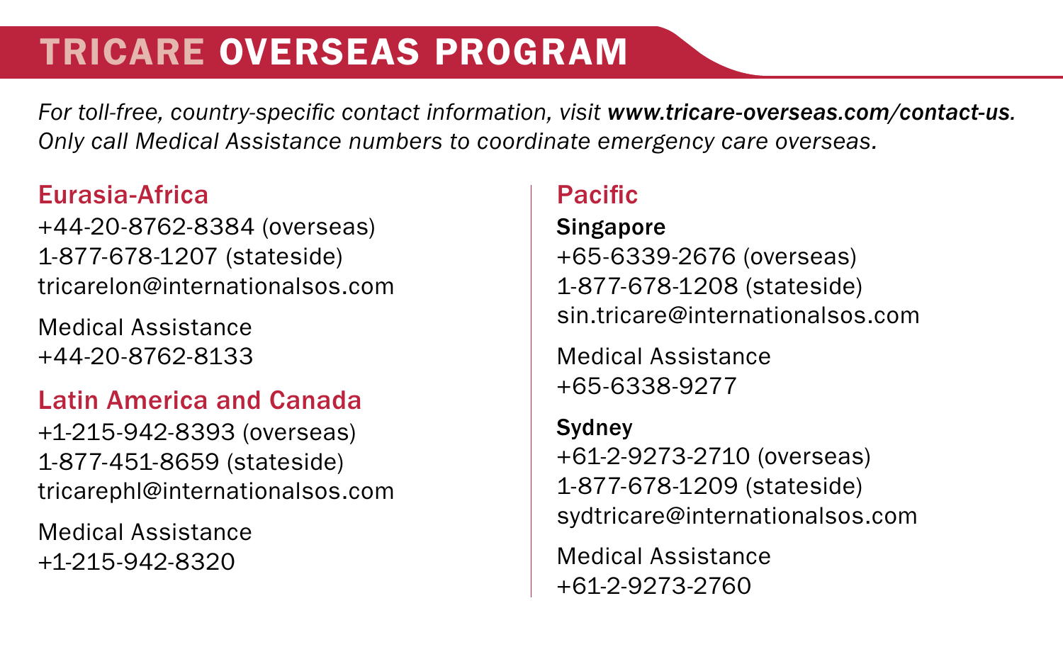# TRICARE OVERSEAS PROGRAM

*For toll-free, country-specific contact information, visit **www.tricare-overseas.com/contact-us.** Only call Medical Assistance numbers to coordinate emergency care overseas.*

## Eurasia-Africa

+44-20-8762-8384 (overseas)
1-877-678-1207 (stateside)
tricarelon@internationalsos.com

Medical Assistance
+44-20-8762-8133

## Latin America and Canada

+1-215-942-8393 (overseas)
1-877-451-8659 (stateside)
tricarephl@internationalsos.com

Medical Assistance
+1-215-942-8320

## Pacific

### Singapore

+65-6339-2676 (overseas)
1-877-678-1208 (stateside)
sin.tricare@internationalsos.com

Medical Assistance
+65-6338-9277

### Sydney

+61-2-9273-2710 (overseas)
1-877-678-1209 (stateside)
sydtricare@internationalsos.com

Medical Assistance
+61-2-9273-2760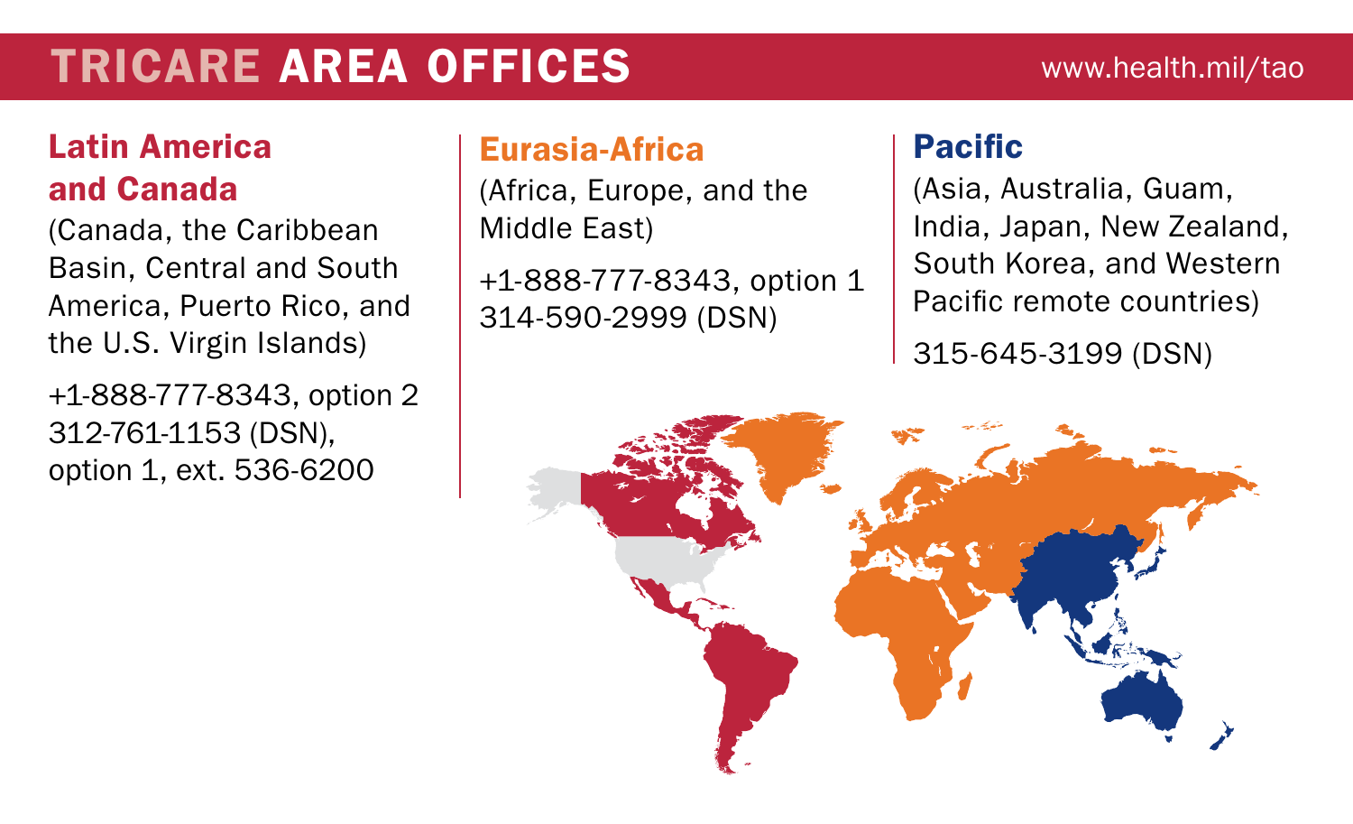# TRICARE AREA OFFICES

www.health.mil/tao

## Latin America and Canada

(Canada, the Caribbean Basin, Central and South America, Puerto Rico, and the U.S. Virgin Islands)

+1-888-777-8343, option 2
312-761-1153 (DSN), option 1, ext. 536-6200

## Eurasia-Africa

(Africa, Europe, and the Middle East)

+1-888-777-8343, option 1
314-590-2999 (DSN)

## Pacific

(Asia, Australia, Guam, India, Japan, New Zealand, South Korea, and Western Pacific remote countries)

315-645-3199 (DSN)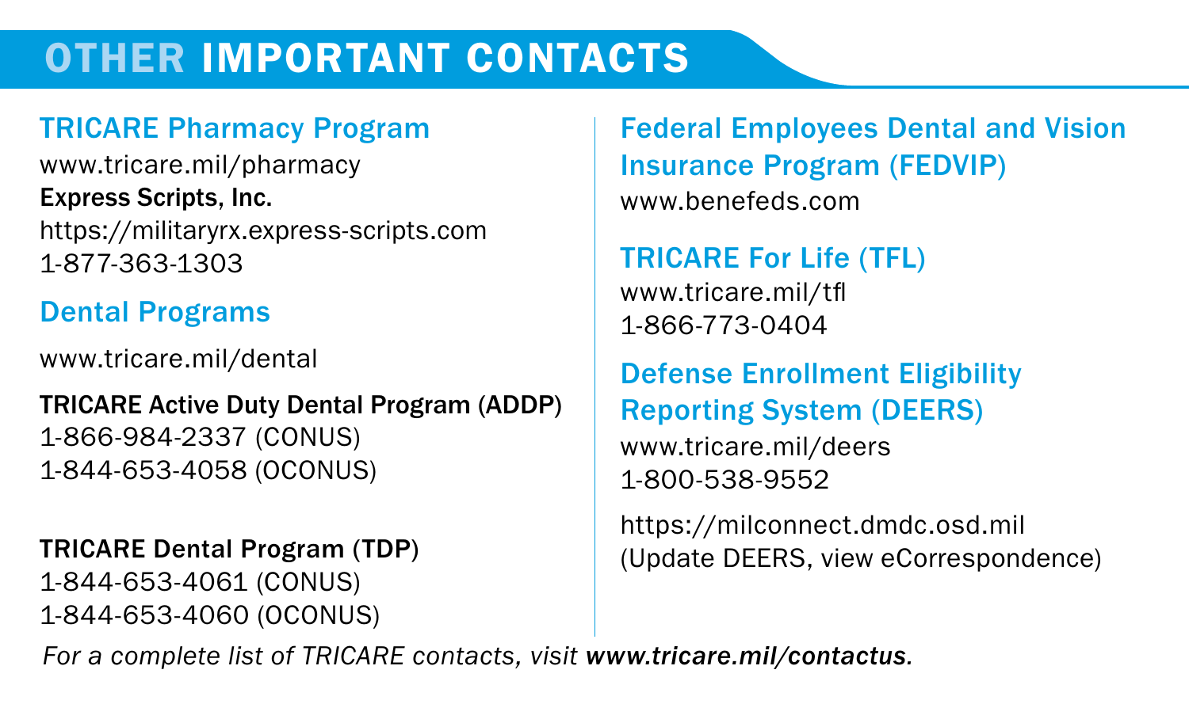# OTHER IMPORTANT CONTACTS

## TRICARE Pharmacy Program

www.tricare.mil/pharmacy

**Express Scripts, Inc.**

https://militaryrx.express-scripts.com

1-877-363-1303

## Dental Programs

www.tricare.mil/dental

**TRICARE Active Duty Dental Program (ADDP)**

1-866-984-2337 (CONUS)

1-844-653-4058 (OCONUS)

**TRICARE Dental Program (TDP)**

1-844-653-4061 (CONUS)

1-844-653-4060 (OCONUS)

## Federal Employees Dental and Vision Insurance Program (FEDVIP)

www.benefeds.com

## TRICARE For Life (TFL)

www.tricare.mil/tfl

1-866-773-0404

## Defense Enrollment Eligibility Reporting System (DEERS)

www.tricare.mil/deers

1-800-538-9552

https://milconnect.dmdc.osd.mil (Update DEERS, view eCorrespondence)

*For a complete list of TRICARE contacts, visit **www.tricare.mil/contactus**.*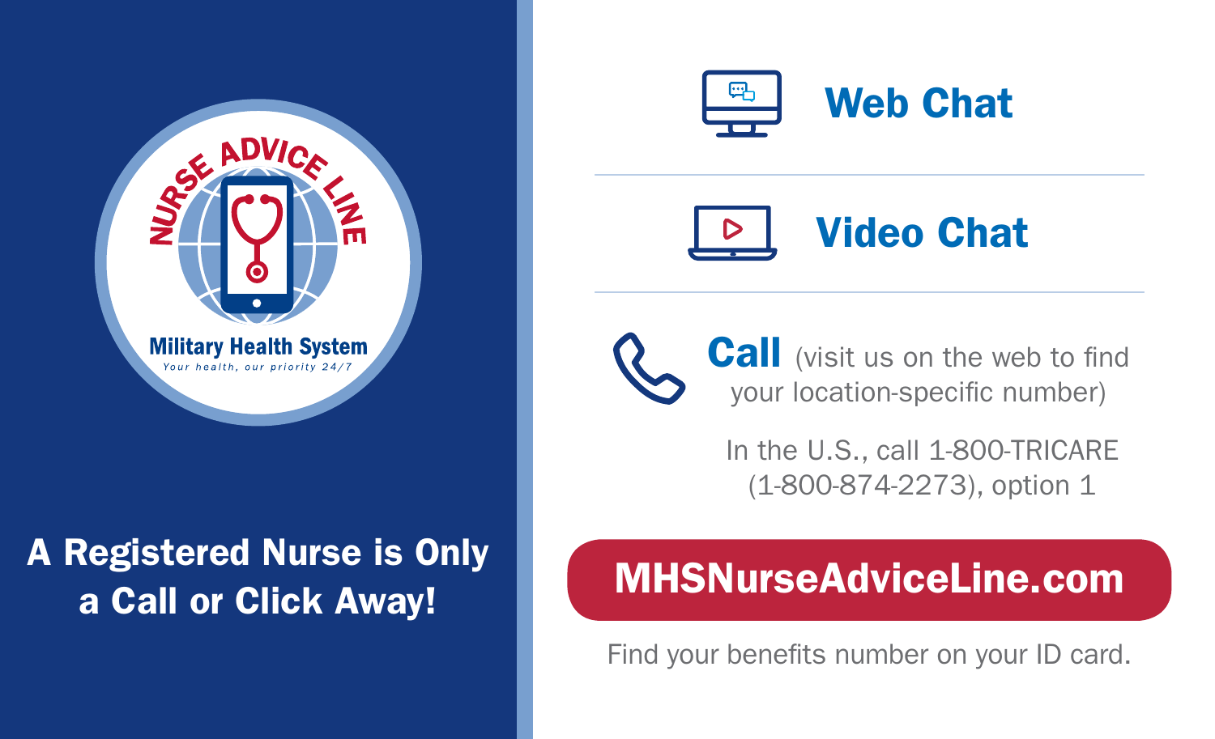NURSE ADVICE LINE

Military Health System

*Your health, our priority 24/7*

## A Registered Nurse is Only a Call or Click Away!

### Web Chat

### Video Chat

### Call (visit us on the web to find your location-specific number)

In the U.S., call 1-800-TRICARE (1-800-874-2273), option 1

**MHSNurseAdviceLine.com**

Find your benefits number on your ID card.